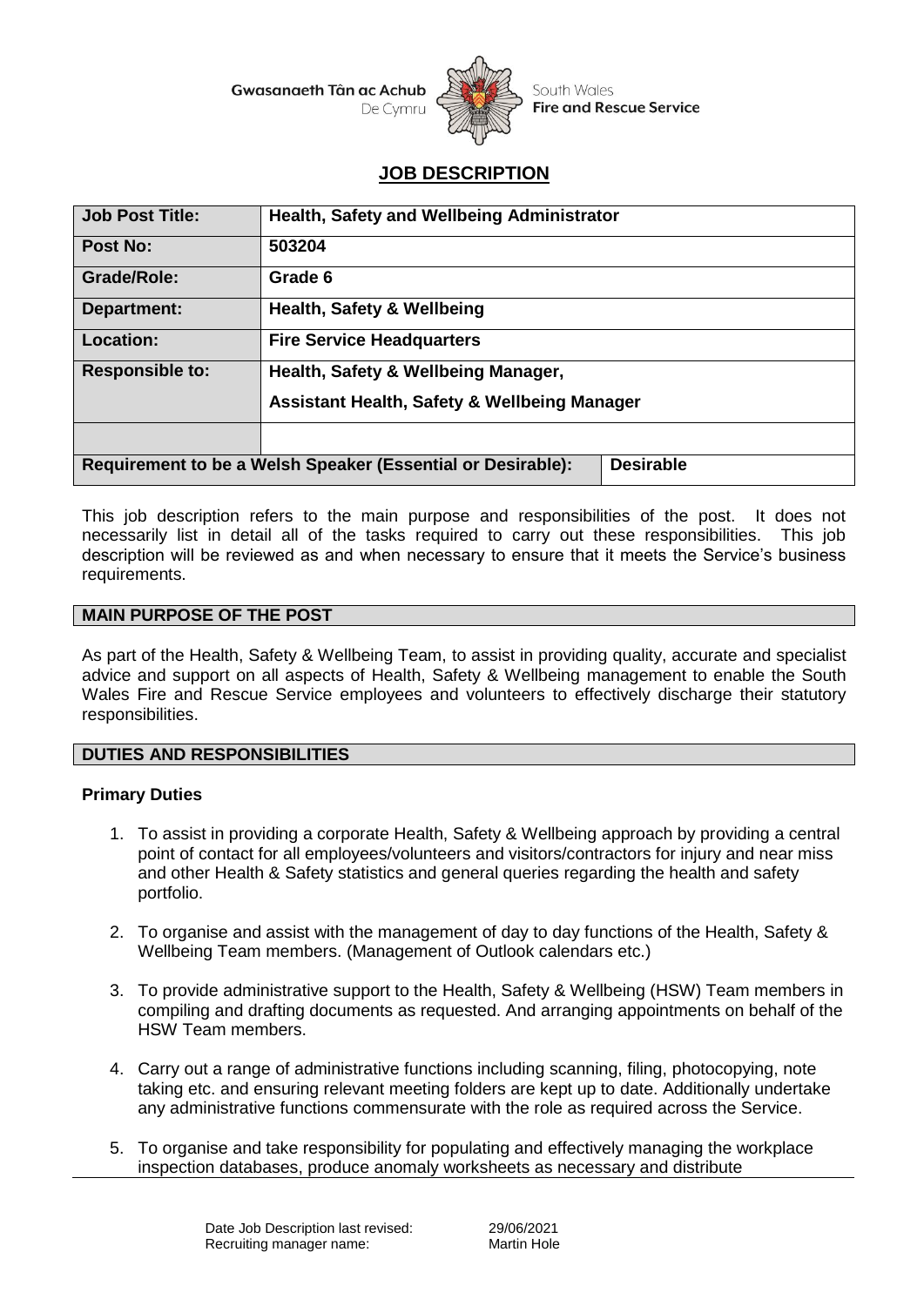Gwasanaeth Tân ac Achub De Cymru | South Wales Fire and Rescue Service

# JOB DESCRIPTION

| Job Post Title: | Health, Safety and Wellbeing Administrator | |
|---|---|---|
| Post No: | 503204 | |
| Grade/Role: | Grade 6 | |
| Department: | Health, Safety & Wellbeing | |
| Location: | Fire Service Headquarters | |
| Responsible to: | Health, Safety & Wellbeing Manager,<br>Assistant Health, Safety & Wellbeing Manager | |
| | | |
| Requirement to be a Welsh Speaker (Essential or Desirable): | | Desirable |

This job description refers to the main purpose and responsibilities of the post. It does not necessarily list in detail all of the tasks required to carry out these responsibilities. This job description will be reviewed as and when necessary to ensure that it meets the Service's business requirements.

## MAIN PURPOSE OF THE POST

As part of the Health, Safety & Wellbeing Team, to assist in providing quality, accurate and specialist advice and support on all aspects of Health, Safety & Wellbeing management to enable the South Wales Fire and Rescue Service employees and volunteers to effectively discharge their statutory responsibilities.

## DUTIES AND RESPONSIBILITIES

### Primary Duties

1. To assist in providing a corporate Health, Safety & Wellbeing approach by providing a central point of contact for all employees/volunteers and visitors/contractors for injury and near miss and other Health & Safety statistics and general queries regarding the health and safety portfolio.
2. To organise and assist with the management of day to day functions of the Health, Safety & Wellbeing Team members. (Management of Outlook calendars etc.)
3. To provide administrative support to the Health, Safety & Wellbeing (HSW) Team members in compiling and drafting documents as requested. And arranging appointments on behalf of the HSW Team members.
4. Carry out a range of administrative functions including scanning, filing, photocopying, note taking etc. and ensuring relevant meeting folders are kept up to date. Additionally undertake any administrative functions commensurate with the role as required across the Service.
5. To organise and take responsibility for populating and effectively managing the workplace inspection databases, produce anomaly worksheets as necessary and distribute

Date Job Description last revised: 29/06/2021
Recruiting manager name: Martin Hole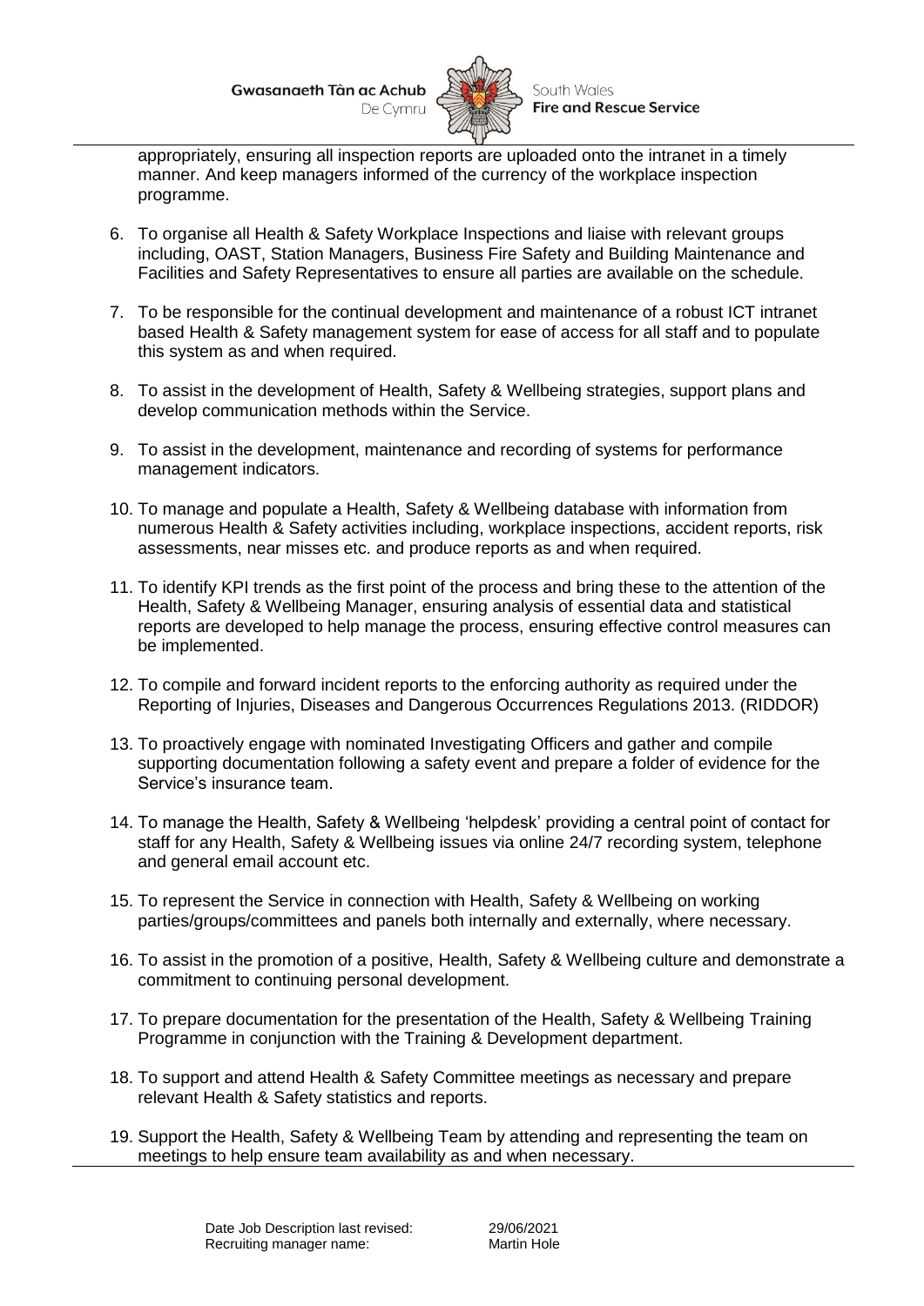appropriately, ensuring all inspection reports are uploaded onto the intranet in a timely manner. And keep managers informed of the currency of the workplace inspection programme.

6. To organise all Health & Safety Workplace Inspections and liaise with relevant groups including, OAST, Station Managers, Business Fire Safety and Building Maintenance and Facilities and Safety Representatives to ensure all parties are available on the schedule.
7. To be responsible for the continual development and maintenance of a robust ICT intranet based Health & Safety management system for ease of access for all staff and to populate this system as and when required.
8. To assist in the development of Health, Safety & Wellbeing strategies, support plans and develop communication methods within the Service.
9. To assist in the development, maintenance and recording of systems for performance management indicators.
10. To manage and populate a Health, Safety & Wellbeing database with information from numerous Health & Safety activities including, workplace inspections, accident reports, risk assessments, near misses etc. and produce reports as and when required.
11. To identify KPI trends as the first point of the process and bring these to the attention of the Health, Safety & Wellbeing Manager, ensuring analysis of essential data and statistical reports are developed to help manage the process, ensuring effective control measures can be implemented.
12. To compile and forward incident reports to the enforcing authority as required under the Reporting of Injuries, Diseases and Dangerous Occurrences Regulations 2013. (RIDDOR)
13. To proactively engage with nominated Investigating Officers and gather and compile supporting documentation following a safety event and prepare a folder of evidence for the Service's insurance team.
14. To manage the Health, Safety & Wellbeing 'helpdesk' providing a central point of contact for staff for any Health, Safety & Wellbeing issues via online 24/7 recording system, telephone and general email account etc.
15. To represent the Service in connection with Health, Safety & Wellbeing on working parties/groups/committees and panels both internally and externally, where necessary.
16. To assist in the promotion of a positive, Health, Safety & Wellbeing culture and demonstrate a commitment to continuing personal development.
17. To prepare documentation for the presentation of the Health, Safety & Wellbeing Training Programme in conjunction with the Training & Development department.
18. To support and attend Health & Safety Committee meetings as necessary and prepare relevant Health & Safety statistics and reports.
19. Support the Health, Safety & Wellbeing Team by attending and representing the team on meetings to help ensure team availability as and when necessary.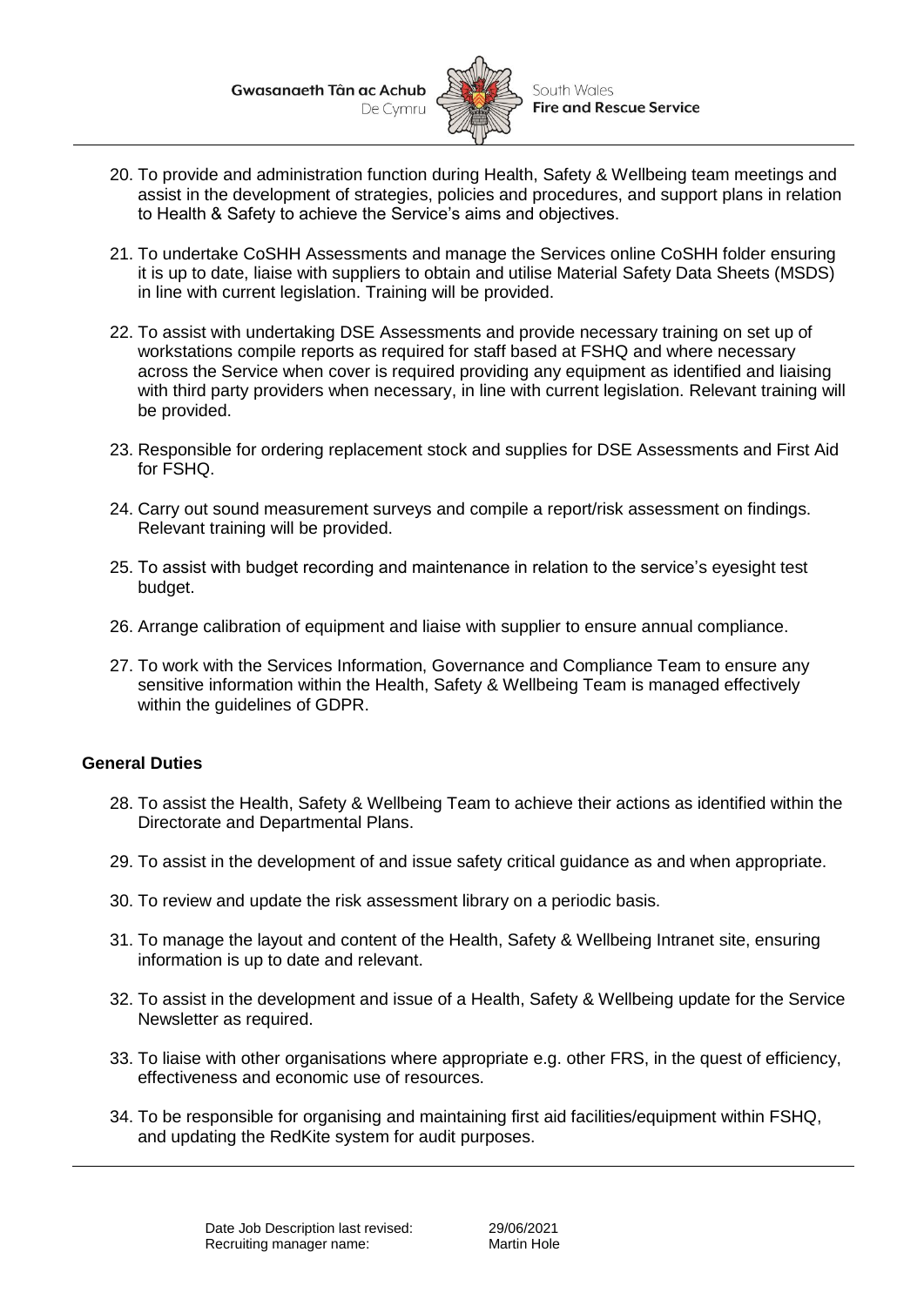20. To provide and administration function during Health, Safety & Wellbeing team meetings and assist in the development of strategies, policies and procedures, and support plans in relation to Health & Safety to achieve the Service's aims and objectives.

21. To undertake CoSHH Assessments and manage the Services online CoSHH folder ensuring it is up to date, liaise with suppliers to obtain and utilise Material Safety Data Sheets (MSDS) in line with current legislation. Training will be provided.

22. To assist with undertaking DSE Assessments and provide necessary training on set up of workstations compile reports as required for staff based at FSHQ and where necessary across the Service when cover is required providing any equipment as identified and liaising with third party providers when necessary, in line with current legislation. Relevant training will be provided.

23. Responsible for ordering replacement stock and supplies for DSE Assessments and First Aid for FSHQ.

24. Carry out sound measurement surveys and compile a report/risk assessment on findings. Relevant training will be provided.

25. To assist with budget recording and maintenance in relation to the service's eyesight test budget.

26. Arrange calibration of equipment and liaise with supplier to ensure annual compliance.

27. To work with the Services Information, Governance and Compliance Team to ensure any sensitive information within the Health, Safety & Wellbeing Team is managed effectively within the guidelines of GDPR.

**General Duties**

28. To assist the Health, Safety & Wellbeing Team to achieve their actions as identified within the Directorate and Departmental Plans.

29. To assist in the development of and issue safety critical guidance as and when appropriate.

30. To review and update the risk assessment library on a periodic basis.

31. To manage the layout and content of the Health, Safety & Wellbeing Intranet site, ensuring information is up to date and relevant.

32. To assist in the development and issue of a Health, Safety & Wellbeing update for the Service Newsletter as required.

33. To liaise with other organisations where appropriate e.g. other FRS, in the quest of efficiency, effectiveness and economic use of resources.

34. To be responsible for organising and maintaining first aid facilities/equipment within FSHQ, and updating the RedKite system for audit purposes.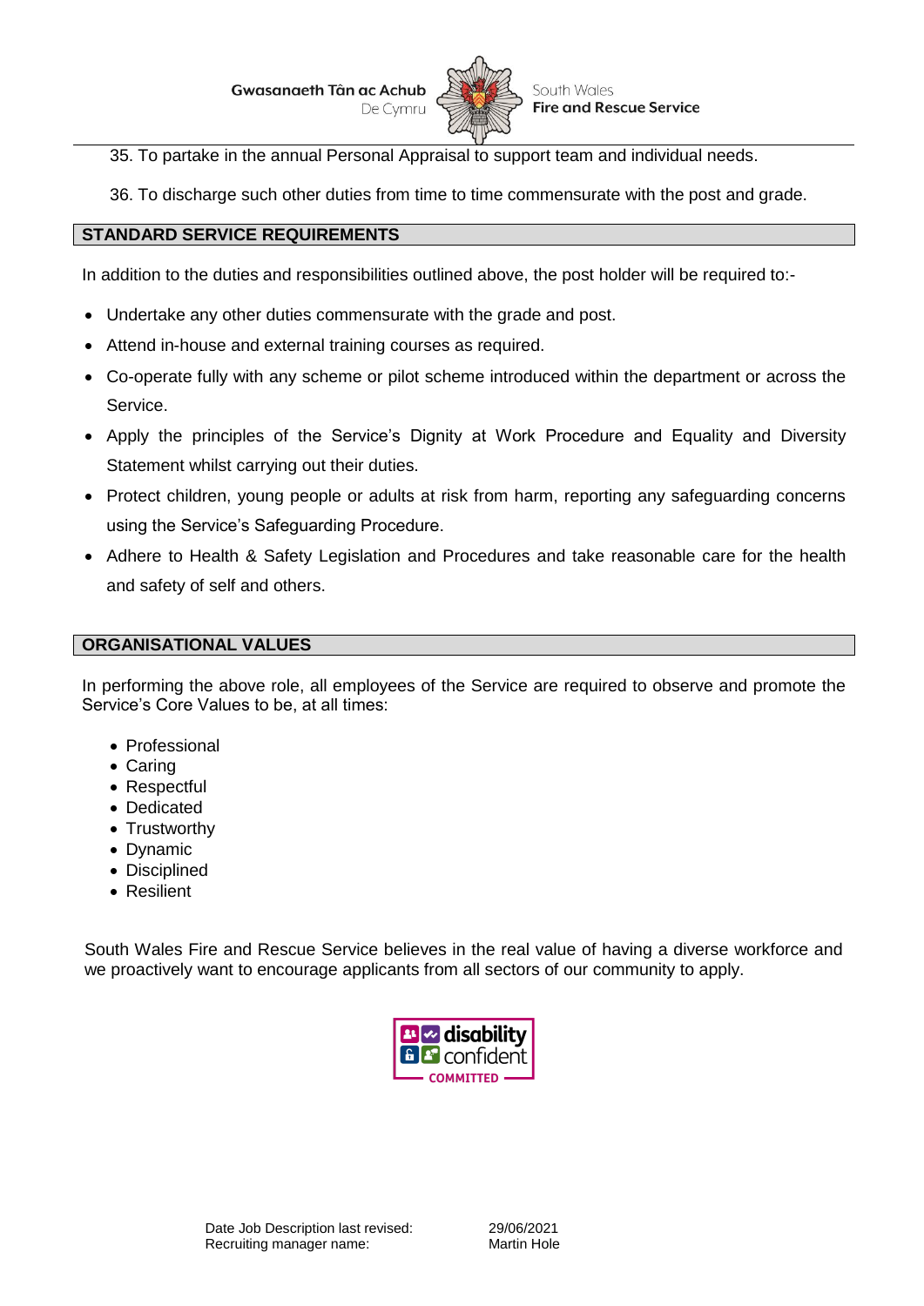35. To partake in the annual Personal Appraisal to support team and individual needs.

36. To discharge such other duties from time to time commensurate with the post and grade.

## STANDARD SERVICE REQUIREMENTS

In addition to the duties and responsibilities outlined above, the post holder will be required to:-

- Undertake any other duties commensurate with the grade and post.
- Attend in-house and external training courses as required.
- Co-operate fully with any scheme or pilot scheme introduced within the department or across the Service.
- Apply the principles of the Service's Dignity at Work Procedure and Equality and Diversity Statement whilst carrying out their duties.
- Protect children, young people or adults at risk from harm, reporting any safeguarding concerns using the Service's Safeguarding Procedure.
- Adhere to Health & Safety Legislation and Procedures and take reasonable care for the health and safety of self and others.

## ORGANISATIONAL VALUES

In performing the above role, all employees of the Service are required to observe and promote the Service's Core Values to be, at all times:

- Professional
- Caring
- Respectful
- Dedicated
- Trustworthy
- Dynamic
- Disciplined
- Resilient

South Wales Fire and Rescue Service believes in the real value of having a diverse workforce and we proactively want to encourage applicants from all sectors of our community to apply.

disability confident COMMITTED

Date Job Description last revised: 29/06/2021
Recruiting manager name: Martin Hole